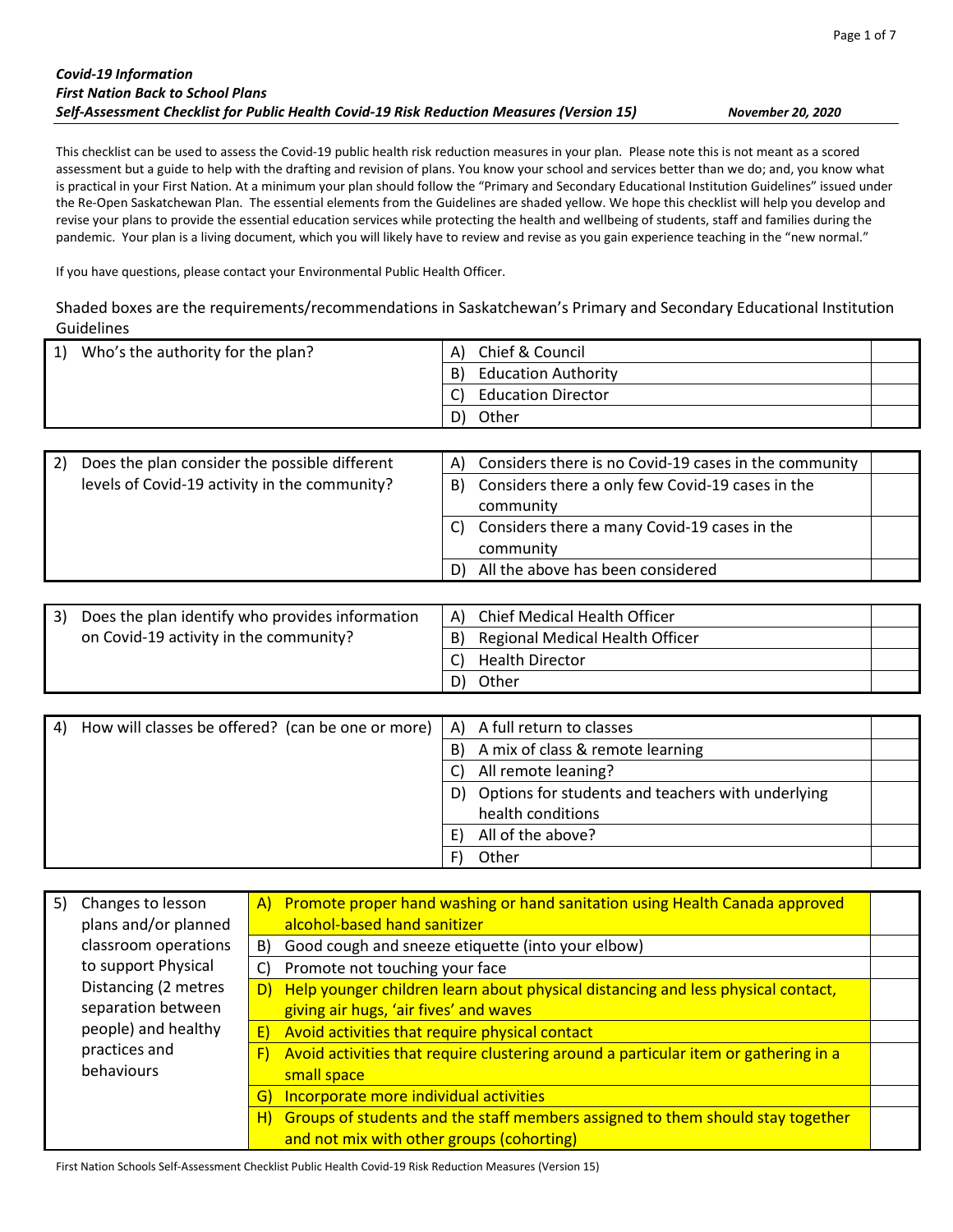***Covid-19 Information***
***First Nation Back to School Plans***
***Self-Assessment Checklist for Public Health Covid-19 Risk Reduction Measures (Version 15)*** ***November 20, 2020***

This checklist can be used to assess the Covid-19 public health risk reduction measures in your plan. Please note this is not meant as a scored assessment but a guide to help with the drafting and revision of plans. You know your school and services better than we do; and, you know what is practical in your First Nation. At a minimum your plan should follow the "Primary and Secondary Educational Institution Guidelines" issued under the Re-Open Saskatchewan Plan. The essential elements from the Guidelines are shaded yellow. We hope this checklist will help you develop and revise your plans to provide the essential education services while protecting the health and wellbeing of students, staff and families during the pandemic. Your plan is a living document, which you will likely have to review and revise as you gain experience teaching in the "new normal."

If you have questions, please contact your Environmental Public Health Officer.

Shaded boxes are the requirements/recommendations in Saskatchewan's Primary and Secondary Educational Institution Guidelines

| 1) Who's the authority for the plan? | A) Chief & Council | |
|---|---|---|
| | B) Education Authority | |
| | C) Education Director | |
| | D) Other | |

| 2) Does the plan consider the possible different levels of Covid-19 activity in the community? | A) Considers there is no Covid-19 cases in the community | |
|---|---|---|
| | B) Considers there a only few Covid-19 cases in the community | |
| | C) Considers there a many Covid-19 cases in the community | |
| | D) All the above has been considered | |

| 3) Does the plan identify who provides information on Covid-19 activity in the community? | A) Chief Medical Health Officer | |
|---|---|---|
| | B) Regional Medical Health Officer | |
| | C) Health Director | |
| | D) Other | |

| 4) How will classes be offered? (can be one or more) | A) A full return to classes | |
|---|---|---|
| | B) A mix of class & remote learning | |
| | C) All remote leaning? | |
| | D) Options for students and teachers with underlying health conditions | |
| | E) All of the above? | |
| | F) Other | |

| 5) Changes to lesson plans and/or planned classroom operations to support Physical Distancing (2 metres separation between people) and healthy practices and behaviours | A) Promote proper hand washing or hand sanitation using Health Canada approved alcohol-based hand sanitizer | |
|---|---|---|
| | B) Good cough and sneeze etiquette (into your elbow) | |
| | C) Promote not touching your face | |
| | D) Help younger children learn about physical distancing and less physical contact, giving air hugs, 'air fives' and waves | |
| | E) Avoid activities that require physical contact | |
| | F) Avoid activities that require clustering around a particular item or gathering in a small space | |
| | G) Incorporate more individual activities | |
| | H) Groups of students and the staff members assigned to them should stay together and not mix with other groups (cohorting) | |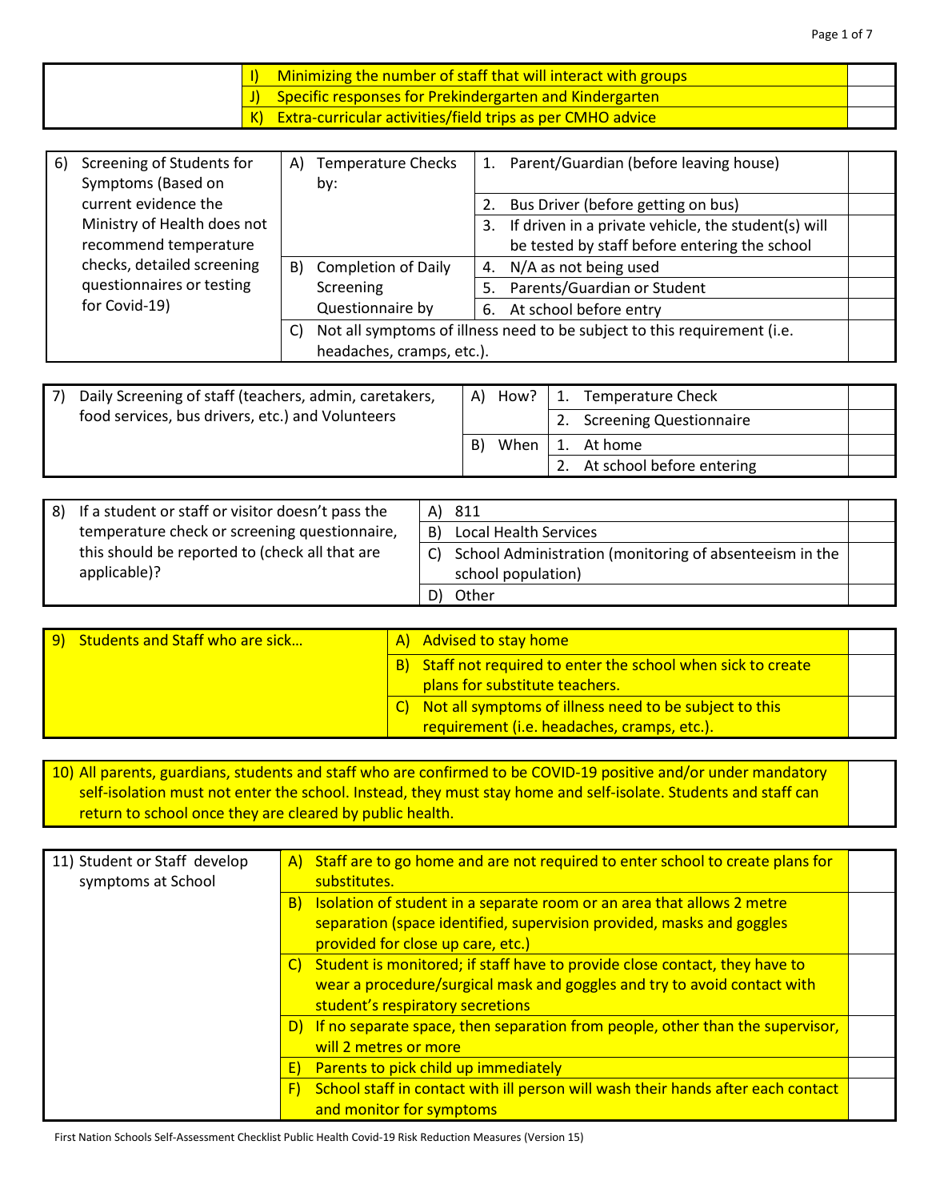| | | |
|---|---|---|
| | I) Minimizing the number of staff that will interact with groups | |
| | J) Specific responses for Prekindergarten and Kindergarten | |
| | K) Extra-curricular activities/field trips as per CMHO advice | |

| | | | |
|---|---|---|---|
| 6) Screening of Students for Symptoms (Based on current evidence the Ministry of Health does not recommend temperature checks, detailed screening questionnaires or testing for Covid-19) | A) Temperature Checks by: | 1. Parent/Guardian (before leaving house) | |
| | | 2. Bus Driver (before getting on bus) | |
| | | 3. If driven in a private vehicle, the student(s) will be tested by staff before entering the school | |
| | B) Completion of Daily Screening Questionnaire by | 4. N/A as not being used | |
| | | 5. Parents/Guardian or Student | |
| | | 6. At school before entry | |
| | C) Not all symptoms of illness need to be subject to this requirement (i.e. headaches, cramps, etc.). | | |

| | | | |
|---|---|---|---|
| 7) Daily Screening of staff (teachers, admin, caretakers, food services, bus drivers, etc.) and Volunteers | A) How? | 1. Temperature Check | |
| | | 2. Screening Questionnaire | |
| | B) When | 1. At home | |
| | | 2. At school before entering | |

| | | |
|---|---|---|
| 8) If a student or staff or visitor doesn't pass the temperature check or screening questionnaire, this should be reported to (check all that are applicable)? | A) 811 | |
| | B) Local Health Services | |
| | C) School Administration (monitoring of absenteeism in the school population) | |
| | D) Other | |

| | | |
|---|---|---|
| 9) Students and Staff who are sick… | A) Advised to stay home | |
| | B) Staff not required to enter the school when sick to create plans for substitute teachers. | |
| | C) Not all symptoms of illness need to be subject to this requirement (i.e. headaches, cramps, etc.). | |

| | |
|---|---|
| 10) All parents, guardians, students and staff who are confirmed to be COVID-19 positive and/or under mandatory self-isolation must not enter the school. Instead, they must stay home and self-isolate. Students and staff can return to school once they are cleared by public health. | |

| | | |
|---|---|---|
| 11) Student or Staff develop symptoms at School | A) Staff are to go home and are not required to enter school to create plans for substitutes. | |
| | B) Isolation of student in a separate room or an area that allows 2 metre separation (space identified, supervision provided, masks and goggles provided for close up care, etc.) | |
| | C) Student is monitored; if staff have to provide close contact, they have to wear a procedure/surgical mask and goggles and try to avoid contact with student's respiratory secretions | |
| | D) If no separate space, then separation from people, other than the supervisor, will 2 metres or more | |
| | E) Parents to pick child up immediately | |
| | F) School staff in contact with ill person will wash their hands after each contact and monitor for symptoms | |

First Nation Schools Self-Assessment Checklist Public Health Covid-19 Risk Reduction Measures (Version 15)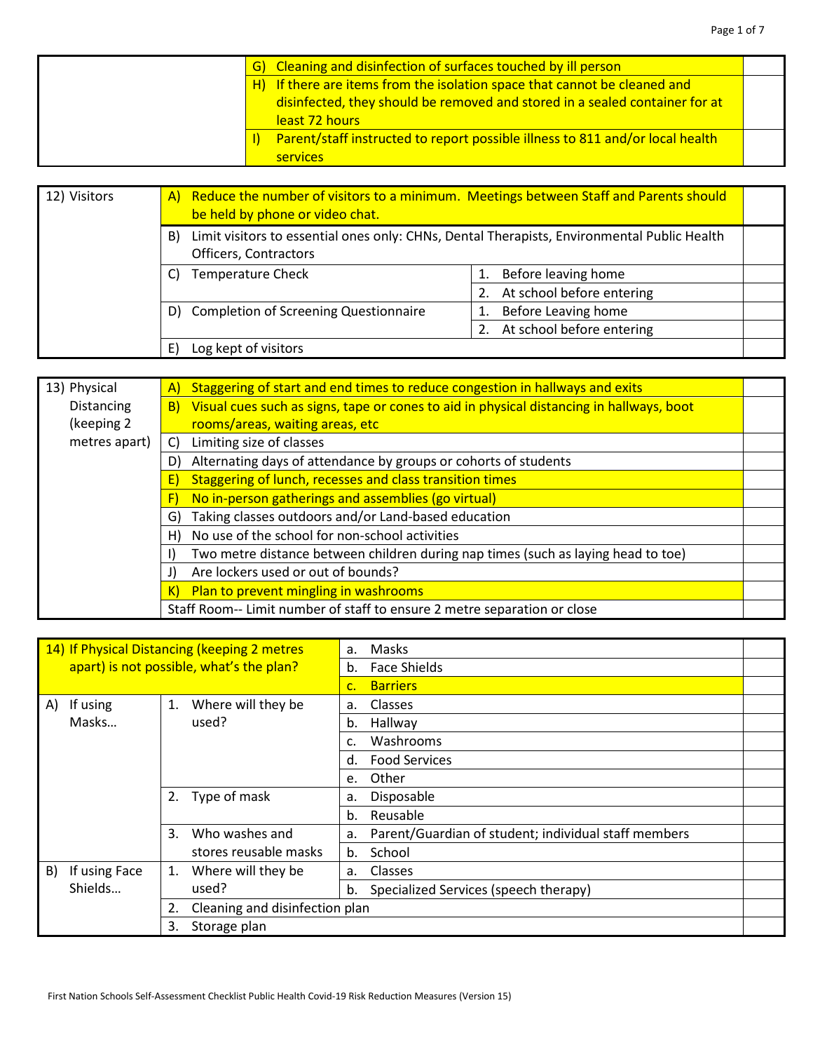| | | |
|---|---|---|
| | G) Cleaning and disinfection of surfaces touched by ill person | |
| | H) If there are items from the isolation space that cannot be cleaned and disinfected, they should be removed and stored in a sealed container for at least 72 hours | |
| | I) Parent/staff instructed to report possible illness to 811 and/or local health services | |

| | | | |
|---|---|---|---|
| 12) Visitors | A) Reduce the number of visitors to a minimum. Meetings between Staff and Parents should be held by phone or video chat. | | |
| | B) Limit visitors to essential ones only: CHNs, Dental Therapists, Environmental Public Health Officers, Contractors | | |
| | C) Temperature Check | 1. Before leaving home | |
| | | 2. At school before entering | |
| | D) Completion of Screening Questionnaire | 1. Before Leaving home | |
| | | 2. At school before entering | |
| | E) Log kept of visitors | | |

| | | |
|---|---|---|
| 13) Physical Distancing (keeping 2 metres apart) | A) Staggering of start and end times to reduce congestion in hallways and exits | |
| | B) Visual cues such as signs, tape or cones to aid in physical distancing in hallways, boot rooms/areas, waiting areas, etc | |
| | C) Limiting size of classes | |
| | D) Alternating days of attendance by groups or cohorts of students | |
| | E) Staggering of lunch, recesses and class transition times | |
| | F) No in-person gatherings and assemblies (go virtual) | |
| | G) Taking classes outdoors and/or Land-based education | |
| | H) No use of the school for non-school activities | |
| | I) Two metre distance between children during nap times (such as laying head to toe) | |
| | J) Are lockers used or out of bounds? | |
| | K) Plan to prevent mingling in washrooms | |
| | Staff Room-- Limit number of staff to ensure 2 metre separation or close | |

| | | | |
|---|---|---|---|
| 14) If Physical Distancing (keeping 2 metres apart) is not possible, what's the plan? | | a. Masks | |
| | | b. Face Shields | |
| | | c. Barriers | |
| A) If using Masks… | 1. Where will they be used? | a. Classes | |
| | | b. Hallway | |
| | | c. Washrooms | |
| | | d. Food Services | |
| | | e. Other | |
| | 2. Type of mask | a. Disposable | |
| | | b. Reusable | |
| | 3. Who washes and stores reusable masks | a. Parent/Guardian of student; individual staff members | |
| | | b. School | |
| B) If using Face Shields… | 1. Where will they be used? | a. Classes | |
| | | b. Specialized Services (speech therapy) | |
| | 2. Cleaning and disinfection plan | | |
| | 3. Storage plan | | |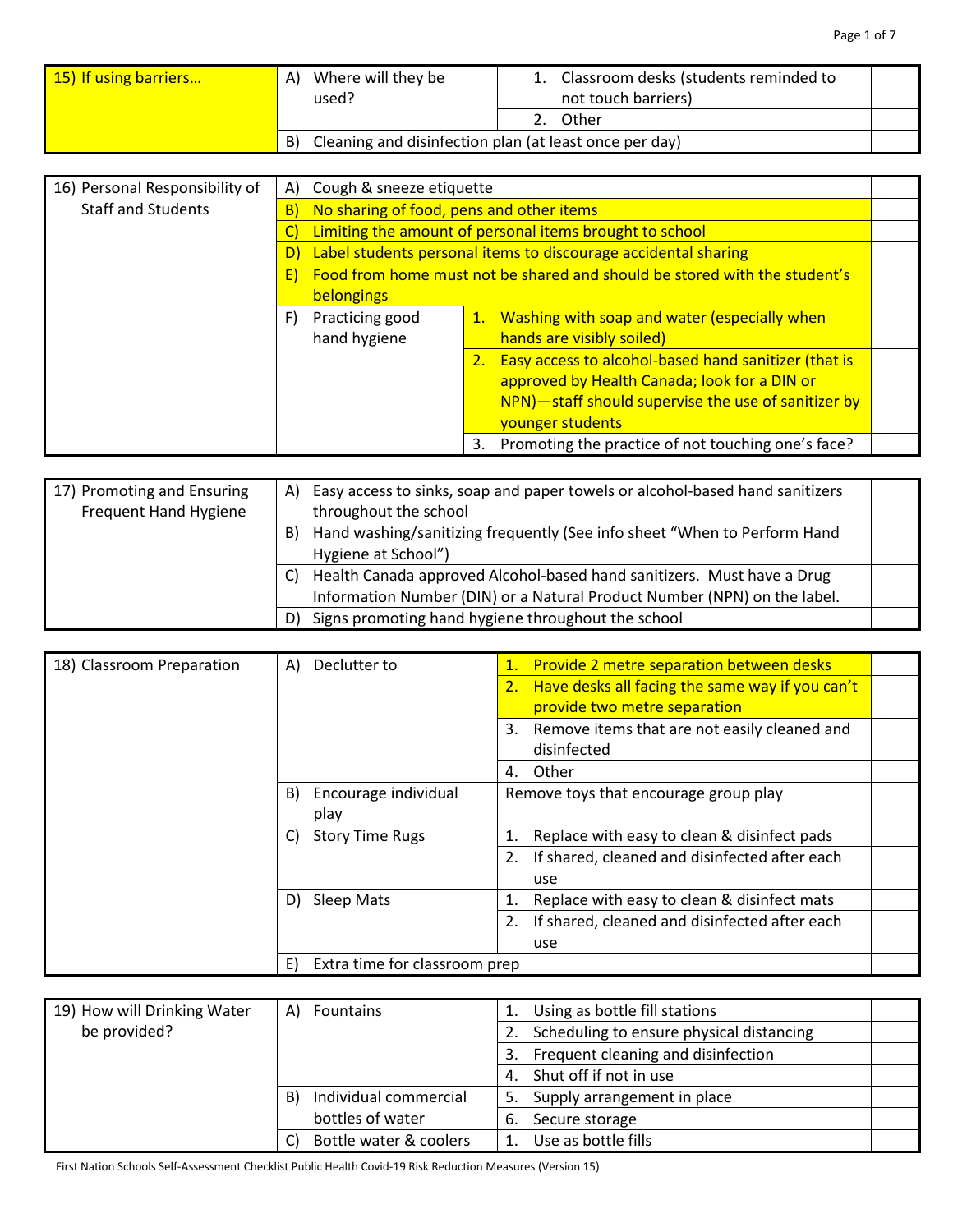| 15) If using barriers… | A) Where will they be used? | 1. Classroom desks (students reminded to not touch barriers) | |
|---|---|---|---|
| | | 2. Other | |
| | B) Cleaning and disinfection plan (at least once per day) | | |

| 16) Personal Responsibility of Staff and Students | A) Cough & sneeze etiquette | | |
|---|---|---|---|
| | B) No sharing of food, pens and other items | | |
| | C) Limiting the amount of personal items brought to school | | |
| | D) Label students personal items to discourage accidental sharing | | |
| | E) Food from home must not be shared and should be stored with the student's belongings | | |
| | F) Practicing good hand hygiene | 1. Washing with soap and water (especially when hands are visibly soiled) | |
| | | 2. Easy access to alcohol-based hand sanitizer (that is approved by Health Canada; look for a DIN or NPN)—staff should supervise the use of sanitizer by younger students | |
| | | 3. Promoting the practice of not touching one's face? | |

| 17) Promoting and Ensuring Frequent Hand Hygiene | A) Easy access to sinks, soap and paper towels or alcohol-based hand sanitizers throughout the school | |
|---|---|---|
| | B) Hand washing/sanitizing frequently (See info sheet "When to Perform Hand Hygiene at School") | |
| | C) Health Canada approved Alcohol-based hand sanitizers. Must have a Drug Information Number (DIN) or a Natural Product Number (NPN) on the label. | |
| | D) Signs promoting hand hygiene throughout the school | |

| 18) Classroom Preparation | A) Declutter to | 1. Provide 2 metre separation between desks | |
|---|---|---|---|
| | | 2. Have desks all facing the same way if you can't provide two metre separation | |
| | | 3. Remove items that are not easily cleaned and disinfected | |
| | | 4. Other | |
| | B) Encourage individual play | Remove toys that encourage group play | |
| | C) Story Time Rugs | 1. Replace with easy to clean & disinfect pads | |
| | | 2. If shared, cleaned and disinfected after each use | |
| | D) Sleep Mats | 1. Replace with easy to clean & disinfect mats | |
| | | 2. If shared, cleaned and disinfected after each use | |
| | E) Extra time for classroom prep | | |

| 19) How will Drinking Water be provided? | A) Fountains | 1. Using as bottle fill stations | |
|---|---|---|---|
| | | 2. Scheduling to ensure physical distancing | |
| | | 3. Frequent cleaning and disinfection | |
| | | 4. Shut off if not in use | |
| | B) Individual commercial bottles of water | 5. Supply arrangement in place | |
| | | 6. Secure storage | |
| | C) Bottle water & coolers | 1. Use as bottle fills | |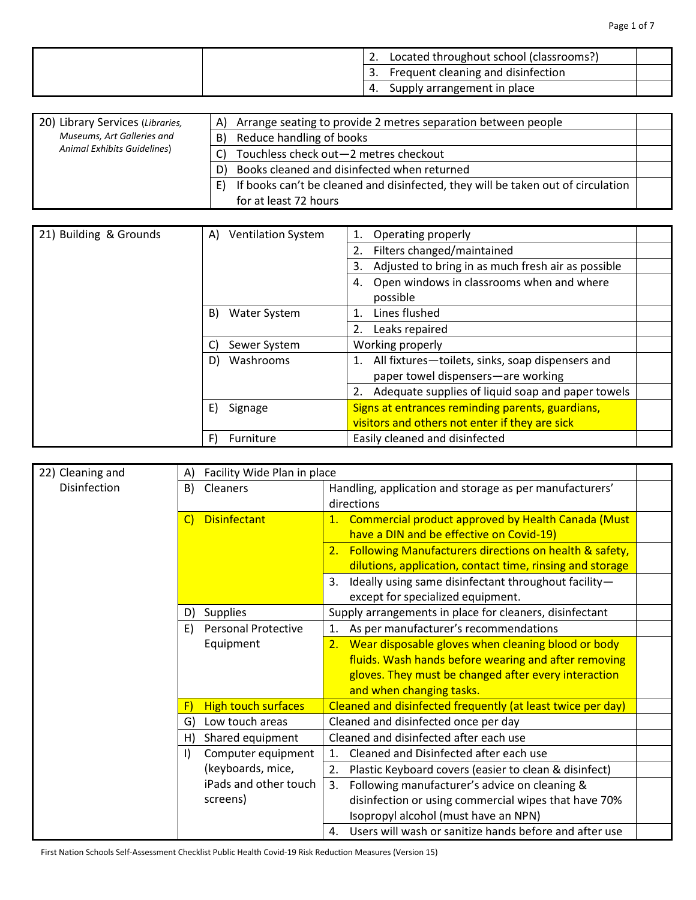| | | | |
|---|---|---|---|
| | | 2. Located throughout school (classrooms?) | |
| | | 3. Frequent cleaning and disinfection | |
| | | 4. Supply arrangement in place | |

| | | |
|---|---|---|
| 20) Library Services (*Libraries, Museums, Art Galleries and Animal Exhibits Guidelines*) | A) Arrange seating to provide 2 metres separation between people | |
| | B) Reduce handling of books | |
| | C) Touchless check out—2 metres checkout | |
| | D) Books cleaned and disinfected when returned | |
| | E) If books can't be cleaned and disinfected, they will be taken out of circulation for at least 72 hours | |

| | | | |
|---|---|---|---|
| 21) Building & Grounds | A) Ventilation System | 1. Operating properly | |
| | | 2. Filters changed/maintained | |
| | | 3. Adjusted to bring in as much fresh air as possible | |
| | | 4. Open windows in classrooms when and where possible | |
| | B) Water System | 1. Lines flushed | |
| | | 2. Leaks repaired | |
| | C) Sewer System | Working properly | |
| | D) Washrooms | 1. All fixtures—toilets, sinks, soap dispensers and paper towel dispensers—are working | |
| | | 2. Adequate supplies of liquid soap and paper towels | |
| | E) Signage | Signs at entrances reminding parents, guardians, visitors and others not enter if they are sick | |
| | F) Furniture | Easily cleaned and disinfected | |

| | | | |
|---|---|---|---|
| 22) Cleaning and Disinfection | A) Facility Wide Plan in place | | |
| | B) Cleaners | Handling, application and storage as per manufacturers' directions | |
| | C) Disinfectant | 1. Commercial product approved by Health Canada (Must have a DIN and be effective on Covid-19) | |
| | | 2. Following Manufacturers directions on health & safety, dilutions, application, contact time, rinsing and storage | |
| | | 3. Ideally using same disinfectant throughout facility—except for specialized equipment. | |
| | D) Supplies | Supply arrangements in place for cleaners, disinfectant | |
| | E) Personal Protective Equipment | 1. As per manufacturer's recommendations | |
| | | 2. Wear disposable gloves when cleaning blood or body fluids. Wash hands before wearing and after removing gloves. They must be changed after every interaction and when changing tasks. | |
| | F) High touch surfaces | Cleaned and disinfected frequently (at least twice per day) | |
| | G) Low touch areas | Cleaned and disinfected once per day | |
| | H) Shared equipment | Cleaned and disinfected after each use | |
| | I) Computer equipment (keyboards, mice, iPads and other touch screens) | 1. Cleaned and Disinfected after each use | |
| | | 2. Plastic Keyboard covers (easier to clean & disinfect) | |
| | | 3. Following manufacturer's advice on cleaning & disinfection or using commercial wipes that have 70% Isopropyl alcohol (must have an NPN) | |
| | | 4. Users will wash or sanitize hands before and after use | |

First Nation Schools Self-Assessment Checklist Public Health Covid-19 Risk Reduction Measures (Version 15)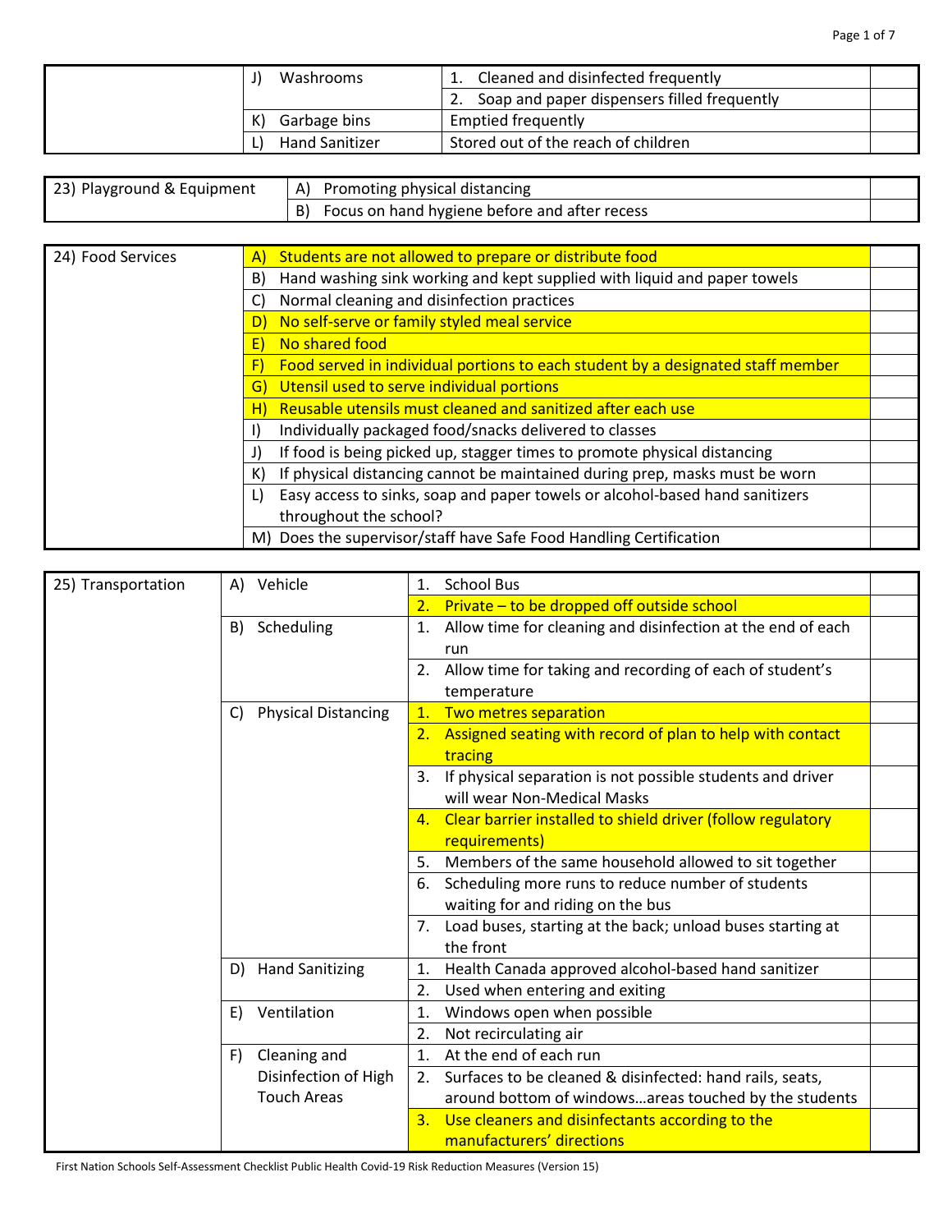| | | | |
|---|---|---|---|
| | J) Washrooms | 1. Cleaned and disinfected frequently | |
| | | 2. Soap and paper dispensers filled frequently | |
| | K) Garbage bins | Emptied frequently | |
| | L) Hand Sanitizer | Stored out of the reach of children | |

| | | |
|---|---|---|
| 23) Playground & Equipment | A) Promoting physical distancing | |
| | B) Focus on hand hygiene before and after recess | |

| | | |
|---|---|---|
| 24) Food Services | A) Students are not allowed to prepare or distribute food | |
| | B) Hand washing sink working and kept supplied with liquid and paper towels | |
| | C) Normal cleaning and disinfection practices | |
| | D) No self-serve or family styled meal service | |
| | E) No shared food | |
| | F) Food served in individual portions to each student by a designated staff member | |
| | G) Utensil used to serve individual portions | |
| | H) Reusable utensils must cleaned and sanitized after each use | |
| | I) Individually packaged food/snacks delivered to classes | |
| | J) If food is being picked up, stagger times to promote physical distancing | |
| | K) If physical distancing cannot be maintained during prep, masks must be worn | |
| | L) Easy access to sinks, soap and paper towels or alcohol-based hand sanitizers throughout the school? | |
| | M) Does the supervisor/staff have Safe Food Handling Certification | |

| | | | |
|---|---|---|---|
| 25) Transportation | A) Vehicle | 1. School Bus | |
| | | 2. Private – to be dropped off outside school | |
| | B) Scheduling | 1. Allow time for cleaning and disinfection at the end of each run | |
| | | 2. Allow time for taking and recording of each of student's temperature | |
| | C) Physical Distancing | 1. Two metres separation | |
| | | 2. Assigned seating with record of plan to help with contact tracing | |
| | | 3. If physical separation is not possible students and driver will wear Non-Medical Masks | |
| | | 4. Clear barrier installed to shield driver (follow regulatory requirements) | |
| | | 5. Members of the same household allowed to sit together | |
| | | 6. Scheduling more runs to reduce number of students waiting for and riding on the bus | |
| | | 7. Load buses, starting at the back; unload buses starting at the front | |
| | D) Hand Sanitizing | 1. Health Canada approved alcohol-based hand sanitizer | |
| | | 2. Used when entering and exiting | |
| | E) Ventilation | 1. Windows open when possible | |
| | | 2. Not recirculating air | |
| | F) Cleaning and Disinfection of High Touch Areas | 1. At the end of each run | |
| | | 2. Surfaces to be cleaned & disinfected: hand rails, seats, around bottom of windows…areas touched by the students | |
| | | 3. Use cleaners and disinfectants according to the manufacturers' directions | |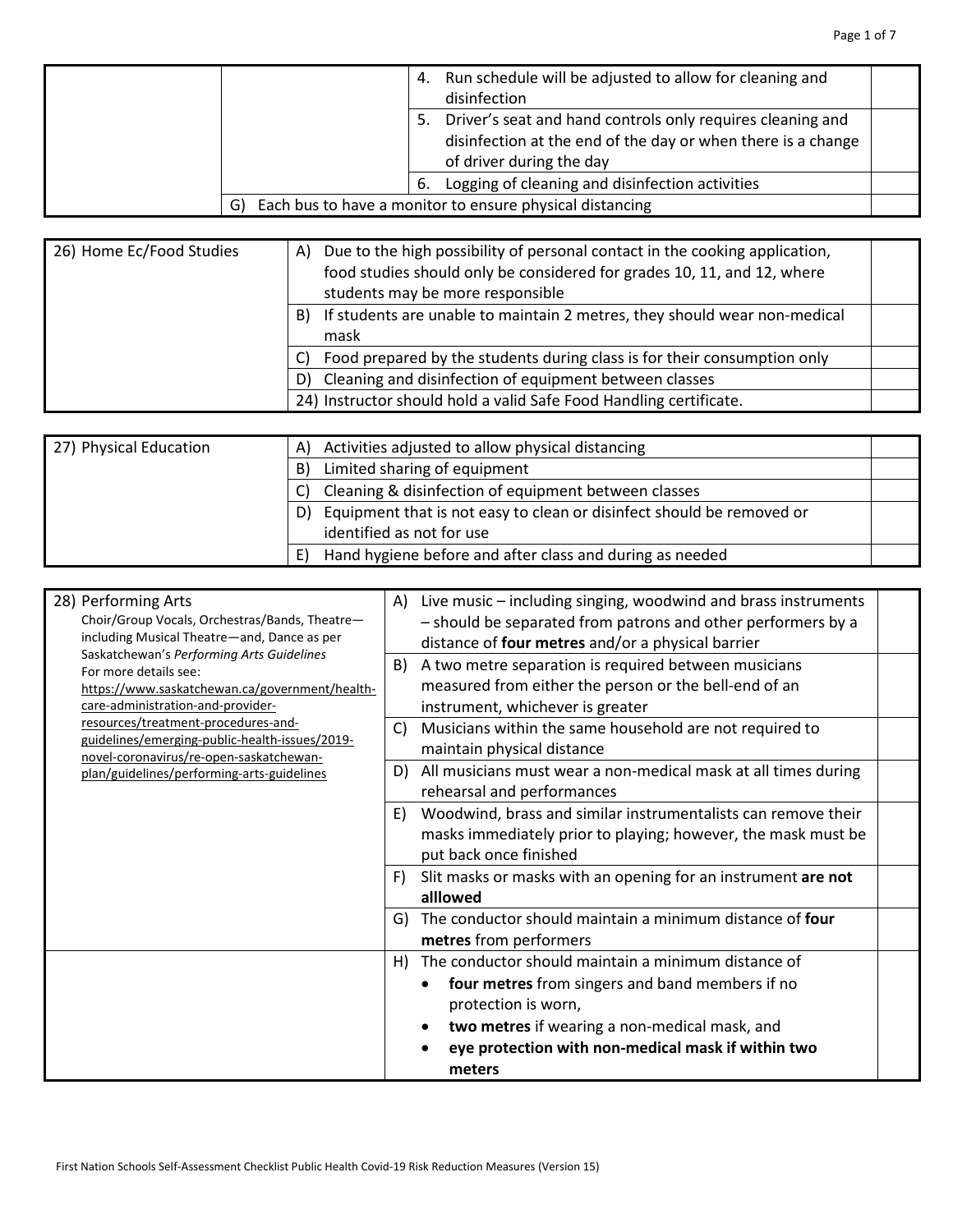| | | | |
|---|---|---|---|
| | | 4. Run schedule will be adjusted to allow for cleaning and disinfection | |
| | | 5. Driver's seat and hand controls only requires cleaning and disinfection at the end of the day or when there is a change of driver during the day | |
| | | 6. Logging of cleaning and disinfection activities | |
| | G) Each bus to have a monitor to ensure physical distancing | | |

| | | |
|---|---|---|
| 26) Home Ec/Food Studies | A) Due to the high possibility of personal contact in the cooking application, food studies should only be considered for grades 10, 11, and 12, where students may be more responsible | |
| | B) If students are unable to maintain 2 metres, they should wear non-medical mask | |
| | C) Food prepared by the students during class is for their consumption only | |
| | D) Cleaning and disinfection of equipment between classes | |
| | 24) Instructor should hold a valid Safe Food Handling certificate. | |

| | | |
|---|---|---|
| 27) Physical Education | A) Activities adjusted to allow physical distancing | |
| | B) Limited sharing of equipment | |
| | C) Cleaning & disinfection of equipment between classes | |
| | D) Equipment that is not easy to clean or disinfect should be removed or identified as not for use | |
| | E) Hand hygiene before and after class and during as needed | |

| | | |
|---|---|---|
| 28) Performing Arts<br>Choir/Group Vocals, Orchestras/Bands, Theatre—including Musical Theatre—and, Dance as per Saskatchewan's *Performing Arts Guidelines*<br>For more details see: https://www.saskatchewan.ca/government/health-care-administration-and-provider-resources/treatment-procedures-and-guidelines/emerging-public-health-issues/2019-novel-coronavirus/re-open-saskatchewan-plan/guidelines/performing-arts-guidelines | A) Live music – including singing, woodwind and brass instruments – should be separated from patrons and other performers by a distance of **four metres** and/or a physical barrier | |
| | B) A two metre separation is required between musicians measured from either the person or the bell-end of an instrument, whichever is greater | |
| | C) Musicians within the same household are not required to maintain physical distance | |
| | D) All musicians must wear a non-medical mask at all times during rehearsal and performances | |
| | E) Woodwind, brass and similar instrumentalists can remove their masks immediately prior to playing; however, the mask must be put back once finished | |
| | F) Slit masks or masks with an opening for an instrument **are not alllowed** | |
| | G) The conductor should maintain a minimum distance of **four metres** from performers | |
| | H) The conductor should maintain a minimum distance of<br>• **four metres** from singers and band members if no protection is worn,<br>• **two metres** if wearing a non-medical mask, and<br>• **eye protection with non-medical mask if within two meters** | |

First Nation Schools Self-Assessment Checklist Public Health Covid-19 Risk Reduction Measures (Version 15)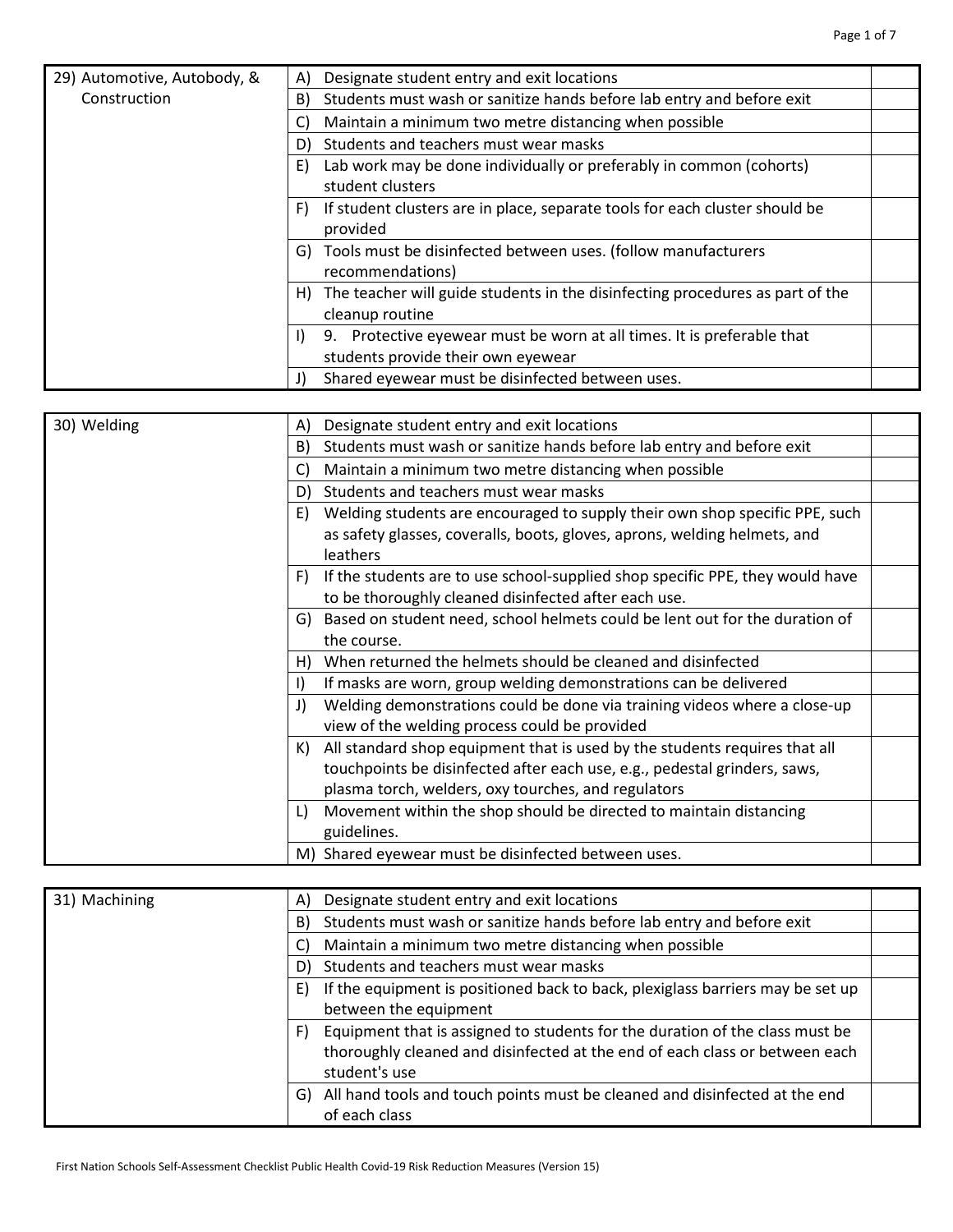| 29) Automotive, Autobody, & Construction | A) Designate student entry and exit locations | |
|---|---|---|
| | B) Students must wash or sanitize hands before lab entry and before exit | |
| | C) Maintain a minimum two metre distancing when possible | |
| | D) Students and teachers must wear masks | |
| | E) Lab work may be done individually or preferably in common (cohorts) student clusters | |
| | F) If student clusters are in place, separate tools for each cluster should be provided | |
| | G) Tools must be disinfected between uses. (follow manufacturers recommendations) | |
| | H) The teacher will guide students in the disinfecting procedures as part of the cleanup routine | |
| | I) 9. Protective eyewear must be worn at all times. It is preferable that students provide their own eyewear | |
| | J) Shared eyewear must be disinfected between uses. | |

| 30) Welding | A) Designate student entry and exit locations | |
|---|---|---|
| | B) Students must wash or sanitize hands before lab entry and before exit | |
| | C) Maintain a minimum two metre distancing when possible | |
| | D) Students and teachers must wear masks | |
| | E) Welding students are encouraged to supply their own shop specific PPE, such as safety glasses, coveralls, boots, gloves, aprons, welding helmets, and leathers | |
| | F) If the students are to use school-supplied shop specific PPE, they would have to be thoroughly cleaned disinfected after each use. | |
| | G) Based on student need, school helmets could be lent out for the duration of the course. | |
| | H) When returned the helmets should be cleaned and disinfected | |
| | I) If masks are worn, group welding demonstrations can be delivered | |
| | J) Welding demonstrations could be done via training videos where a close-up view of the welding process could be provided | |
| | K) All standard shop equipment that is used by the students requires that all touchpoints be disinfected after each use, e.g., pedestal grinders, saws, plasma torch, welders, oxy tourches, and regulators | |
| | L) Movement within the shop should be directed to maintain distancing guidelines. | |
| | M) Shared eyewear must be disinfected between uses. | |

| 31) Machining | A) Designate student entry and exit locations | |
|---|---|---|
| | B) Students must wash or sanitize hands before lab entry and before exit | |
| | C) Maintain a minimum two metre distancing when possible | |
| | D) Students and teachers must wear masks | |
| | E) If the equipment is positioned back to back, plexiglass barriers may be set up between the equipment | |
| | F) Equipment that is assigned to students for the duration of the class must be thoroughly cleaned and disinfected at the end of each class or between each student's use | |
| | G) All hand tools and touch points must be cleaned and disinfected at the end of each class | |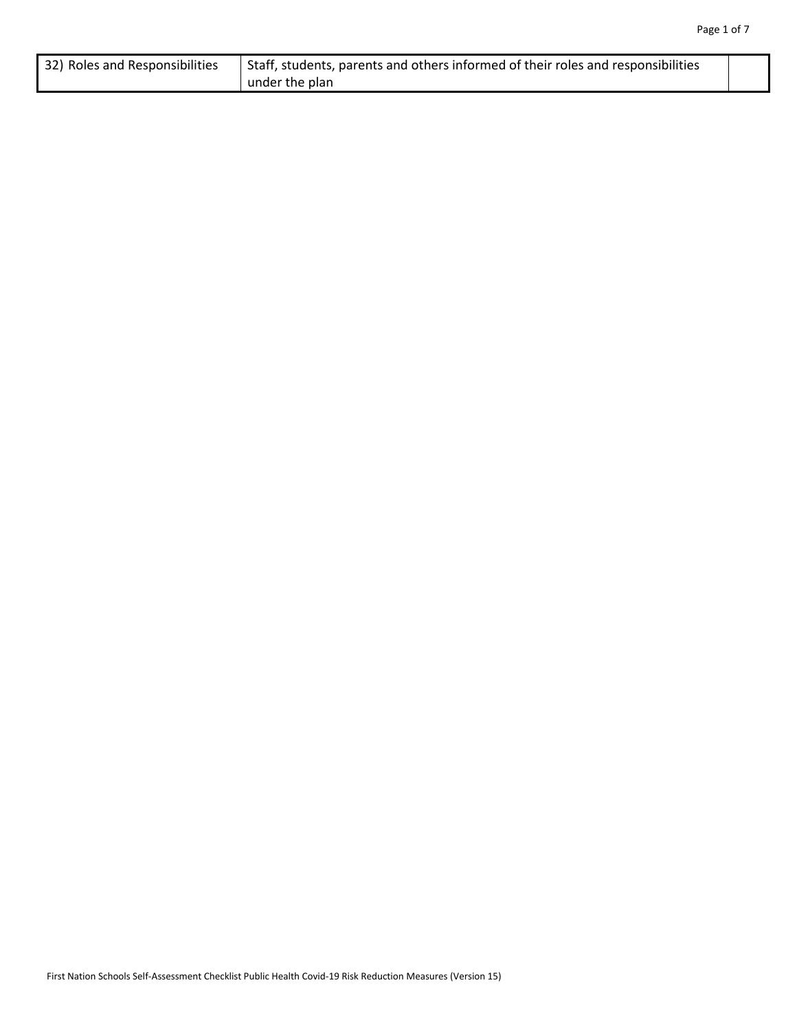| | | |
|---|---|---|
| 32) Roles and Responsibilities | Staff, students, parents and others informed of their roles and responsibilities under the plan | |